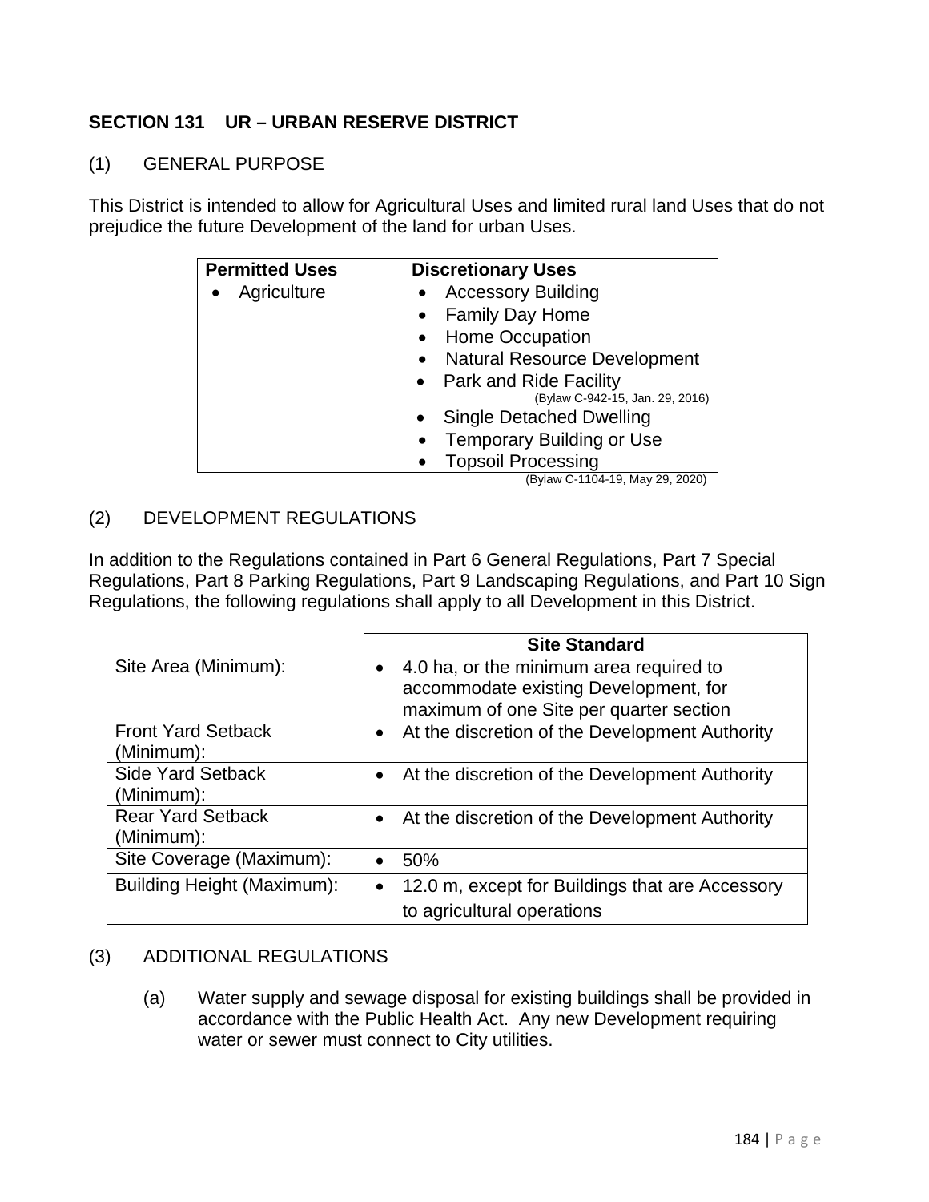## SECTION 131 UR – URBAN RESERVE DISTRICT

### (1) GENERAL PURPOSE

This District is intended to allow for Agricultural Uses and limited rural land Uses that do not prejudice the future Development of the land for urban Uses.

| Permitted Uses | Discretionary Uses |
|---|---|
| • Agriculture | • Accessory Building<br>• Family Day Home<br>• Home Occupation<br>• Natural Resource Development<br>• Park and Ride Facility (Bylaw C-942-15, Jan. 29, 2016)<br>• Single Detached Dwelling<br>• Temporary Building or Use<br>• Topsoil Processing |

(Bylaw C-1104-19, May 29, 2020)

### (2) DEVELOPMENT REGULATIONS

In addition to the Regulations contained in Part 6 General Regulations, Part 7 Special Regulations, Part 8 Parking Regulations, Part 9 Landscaping Regulations, and Part 10 Sign Regulations, the following regulations shall apply to all Development in this District.

| | Site Standard |
|---|---|
| Site Area (Minimum): | • 4.0 ha, or the minimum area required to accommodate existing Development, for maximum of one Site per quarter section |
| Front Yard Setback (Minimum): | • At the discretion of the Development Authority |
| Side Yard Setback (Minimum): | • At the discretion of the Development Authority |
| Rear Yard Setback (Minimum): | • At the discretion of the Development Authority |
| Site Coverage (Maximum): | • 50% |
| Building Height (Maximum): | • 12.0 m, except for Buildings that are Accessory to agricultural operations |

### (3) ADDITIONAL REGULATIONS

(a) Water supply and sewage disposal for existing buildings shall be provided in accordance with the Public Health Act. Any new Development requiring water or sewer must connect to City utilities.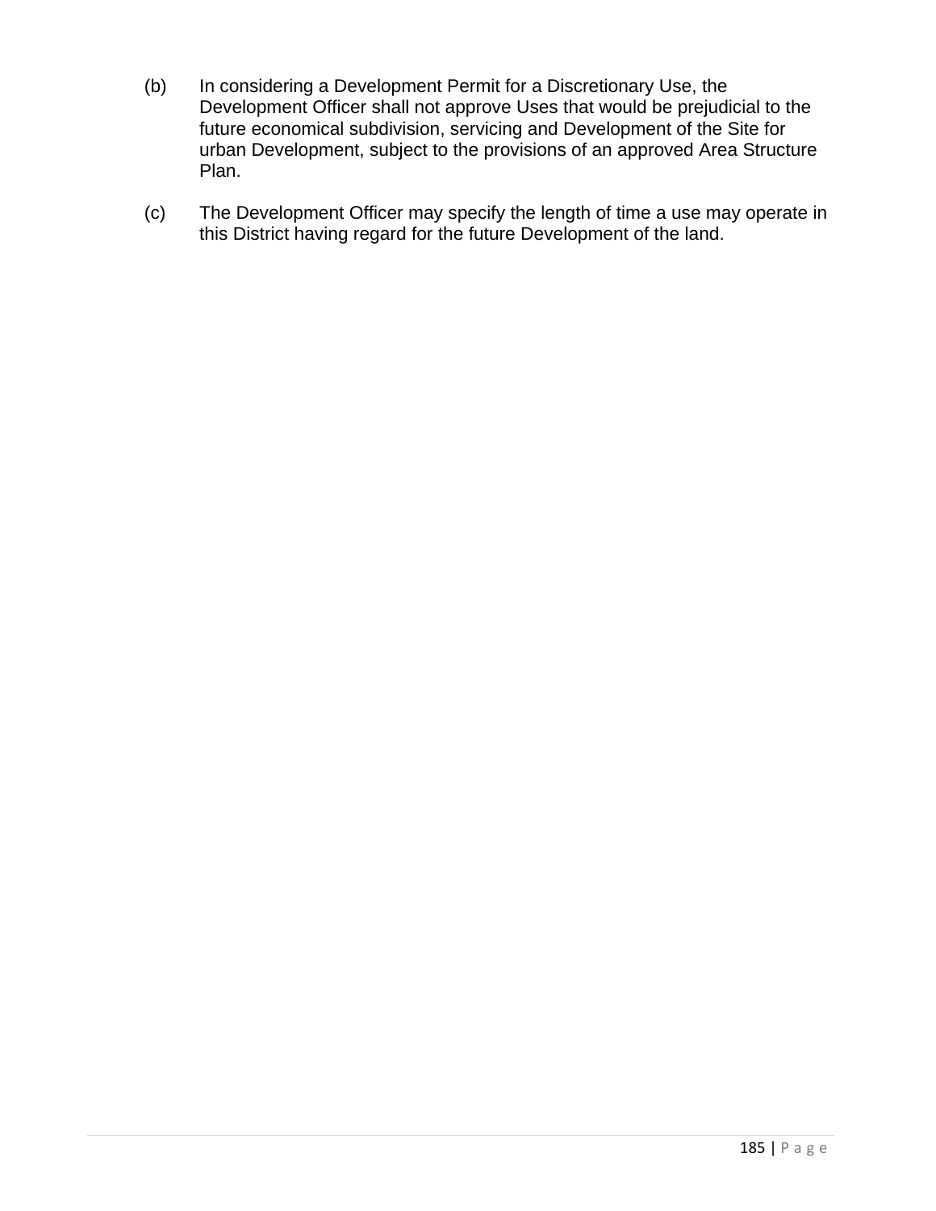(b) In considering a Development Permit for a Discretionary Use, the Development Officer shall not approve Uses that would be prejudicial to the future economical subdivision, servicing and Development of the Site for urban Development, subject to the provisions of an approved Area Structure Plan.

(c) The Development Officer may specify the length of time a use may operate in this District having regard for the future Development of the land.